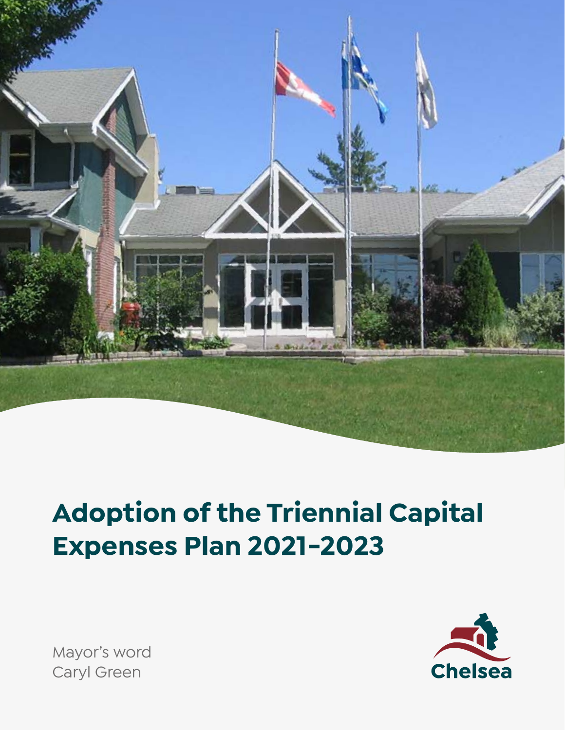# Adoption of the Triennial Capital Expenses Plan 2021–2023

Mayor's word
Caryl Green

Chelsea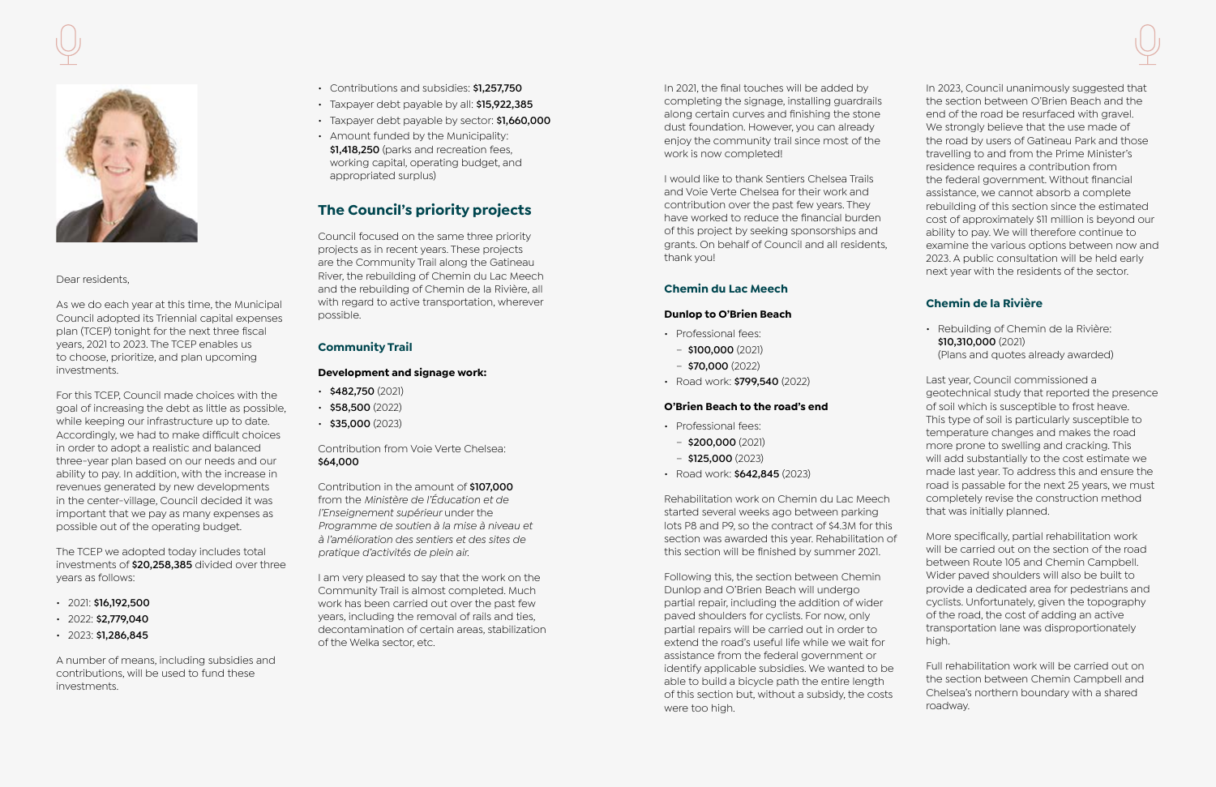Dear residents,

As we do each year at this time, the Municipal Council adopted its Triennial capital expenses plan (TCEP) tonight for the next three fiscal years, 2021 to 2023. The TCEP enables us to choose, prioritize, and plan upcoming investments.

For this TCEP, Council made choices with the goal of increasing the debt as little as possible, while keeping our infrastructure up to date. Accordingly, we had to make difficult choices in order to adopt a realistic and balanced three-year plan based on our needs and our ability to pay. In addition, with the increase in revenues generated by new developments in the center-village, Council decided it was important that we pay as many expenses as possible out of the operating budget.

The TCEP we adopted today includes total investments of **$20,258,385** divided over three years as follows:

- 2021: **$16,192,500**
- 2022: **$2,779,040**
- 2023: **$1,286,845**

A number of means, including subsidies and contributions, will be used to fund these investments.

- Contributions and subsidies: **$1,257,750**
- Taxpayer debt payable by all: **$15,922,385**
- Taxpayer debt payable by sector: **$1,660,000**
- Amount funded by the Municipality: **$1,418,250** (parks and recreation fees, working capital, operating budget, and appropriated surplus)

## The Council's priority projects

Council focused on the same three priority projects as in recent years. These projects are the Community Trail along the Gatineau River, the rebuilding of Chemin du Lac Meech and the rebuilding of Chemin de la Rivière, all with regard to active transportation, wherever possible.

### Community Trail

**Development and signage work:**

- **$482,750** (2021)
- **$58,500** (2022)
- **$35,000** (2023)

Contribution from Voie Verte Chelsea: **$64,000**

Contribution in the amount of **$107,000** from the *Ministère de l'Éducation et de l'Enseignement supérieur* under the *Programme de soutien à la mise à niveau et à l'amélioration des sentiers et des sites de pratique d'activités de plein air.*

I am very pleased to say that the work on the Community Trail is almost completed. Much work has been carried out over the past few years, including the removal of rails and ties, decontamination of certain areas, stabilization of the Welka sector, etc.

In 2021, the final touches will be added by completing the signage, installing guardrails along certain curves and finishing the stone dust foundation. However, you can already enjoy the community trail since most of the work is now completed!

I would like to thank Sentiers Chelsea Trails and Voie Verte Chelsea for their work and contribution over the past few years. They have worked to reduce the financial burden of this project by seeking sponsorships and grants. On behalf of Council and all residents, thank you!

### Chemin du Lac Meech

**Dunlop to O'Brien Beach**

- Professional fees:
  - **$100,000** (2021)
  - **$70,000** (2022)
- Road work: **$799,540** (2022)

**O'Brien Beach to the road's end**

- Professional fees:
  - **$200,000** (2021)
  - **$125,000** (2023)
- Road work: **$642,845** (2023)

Rehabilitation work on Chemin du Lac Meech started several weeks ago between parking lots P8 and P9, so the contract of $4.3M for this section was awarded this year. Rehabilitation of this section will be finished by summer 2021.

Following this, the section between Chemin Dunlop and O'Brien Beach will undergo partial repair, including the addition of wider paved shoulders for cyclists. For now, only partial repairs will be carried out in order to extend the road's useful life while we wait for assistance from the federal government or identify applicable subsidies. We wanted to be able to build a bicycle path the entire length of this section but, without a subsidy, the costs were too high.

In 2023, Council unanimously suggested that the section between O'Brien Beach and the end of the road be resurfaced with gravel. We strongly believe that the use made of the road by users of Gatineau Park and those travelling to and from the Prime Minister's residence requires a contribution from the federal government. Without financial assistance, we cannot absorb a complete rebuilding of this section since the estimated cost of approximately $11 million is beyond our ability to pay. We will therefore continue to examine the various options between now and 2023. A public consultation will be held early next year with the residents of the sector.

### Chemin de la Rivière

- Rebuilding of Chemin de la Rivière: **$10,310,000** (2021)  
  (Plans and quotes already awarded)

Last year, Council commissioned a geotechnical study that reported the presence of soil which is susceptible to frost heave. This type of soil is particularly susceptible to temperature changes and makes the road more prone to swelling and cracking. This will add substantially to the cost estimate we made last year. To address this and ensure the road is passable for the next 25 years, we must completely revise the construction method that was initially planned.

More specifically, partial rehabilitation work will be carried out on the section of the road between Route 105 and Chemin Campbell. Wider paved shoulders will also be built to provide a dedicated area for pedestrians and cyclists. Unfortunately, given the topography of the road, the cost of adding an active transportation lane was disproportionately high.

Full rehabilitation work will be carried out on the section between Chemin Campbell and Chelsea's northern boundary with a shared roadway.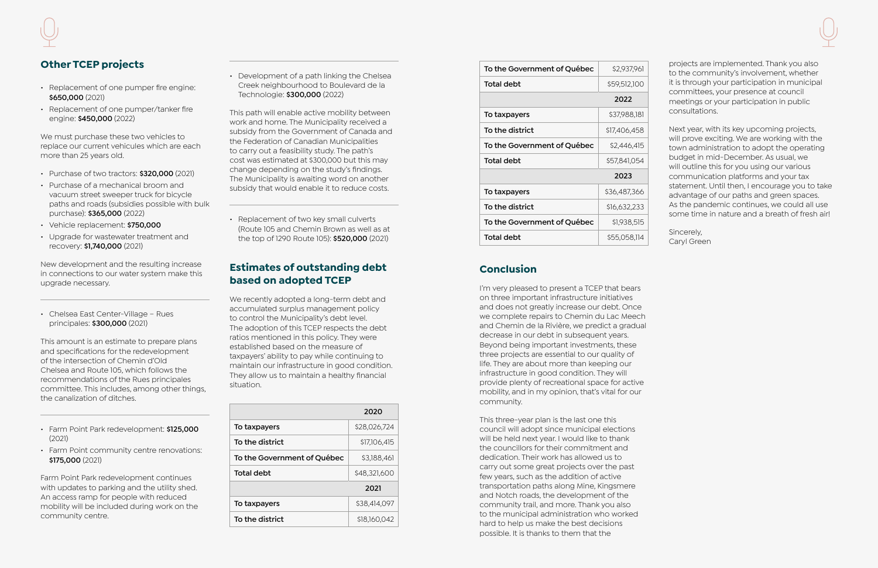## Other TCEP projects

- Replacement of one pumper fire engine: **$650,000** (2021)
- Replacement of one pumper/tanker fire engine: **$450,000** (2022)

We must purchase these two vehicles to replace our current vehicules which are each more than 25 years old.

- Purchase of two tractors: **$320,000** (2021)
- Purchase of a mechanical broom and vacuum street sweeper truck for bicycle paths and roads (subsidies possible with bulk purchase): **$365,000** (2022)
- Vehicle replacement: **$750,000**
- Upgrade for wastewater treatment and recovery: **$1,740,000** (2021)

New development and the resulting increase in connections to our water system make this upgrade necessary.

- Chelsea East Center-Village – Rues principales: **$300,000** (2021)

This amount is an estimate to prepare plans and specifications for the redevelopment of the intersection of Chemin d'Old Chelsea and Route 105, which follows the recommendations of the Rues principales committee. This includes, among other things, the canalization of ditches.

- Farm Point Park redevelopment: **$125,000** (2021)
- Farm Point community centre renovations: **$175,000** (2021)

Farm Point Park redevelopment continues with updates to parking and the utility shed. An access ramp for people with reduced mobility will be included during work on the community centre.

- Development of a path linking the Chelsea Creek neighbourhood to Boulevard de la Technologie: **$300,000** (2022)

This path will enable active mobility between work and home. The Municipality received a subsidy from the Government of Canada and the Federation of Canadian Municipalities to carry out a feasibility study. The path's cost was estimated at $300,000 but this may change depending on the study's findings. The Municipality is awaiting word on another subsidy that would enable it to reduce costs.

- Replacement of two key small culverts (Route 105 and Chemin Brown as well as at the top of 1290 Route 105): **$520,000** (2021)

## Estimates of outstanding debt based on adopted TCEP

We recently adopted a long-term debt and accumulated surplus management policy to control the Municipality's debt level. The adoption of this TCEP respects the debt ratios mentioned in this policy. They were established based on the measure of taxpayers' ability to pay while continuing to maintain our infrastructure in good condition. They allow us to maintain a healthy financial situation.

| | |
|---|---|
| | **2020** |
| **To taxpayers** | $28,026,724 |
| **To the district** | $17,106,415 |
| **To the Government of Québec** | $3,188,461 |
| **Total debt** | $48,321,600 |
| | **2021** |
| **To taxpayers** | $38,414,097 |
| **To the district** | $18,160,042 |
| **To the Government of Québec** | $2,937,961 |
| **Total debt** | $59,512,100 |
| | **2022** |
| **To taxpayers** | $37,988,181 |
| **To the district** | $17,406,458 |
| **To the Government of Québec** | $2,446,415 |
| **Total debt** | $57,841,054 |
| | **2023** |
| **To taxpayers** | $36,487,366 |
| **To the district** | $16,632,233 |
| **To the Government of Québec** | $1,938,515 |
| **Total debt** | $55,058,114 |

## Conclusion

I'm very pleased to present a TCEP that bears on three important infrastructure initiatives and does not greatly increase our debt. Once we complete repairs to Chemin du Lac Meech and Chemin de la Rivière, we predict a gradual decrease in our debt in subsequent years. Beyond being important investments, these three projects are essential to our quality of life. They are about more than keeping our infrastructure in good condition. They will provide plenty of recreational space for active mobility, and in my opinion, that's vital for our community.

This three-year plan is the last one this council will adopt since municipal elections will be held next year. I would like to thank the councillors for their commitment and dedication. Their work has allowed us to carry out some great projects over the past few years, such as the addition of active transportation paths along Mine, Kingsmere and Notch roads, the development of the community trail, and more. Thank you also to the municipal administration who worked hard to help us make the best decisions possible. It is thanks to them that the projects are implemented. Thank you also to the community's involvement, whether it is through your participation in municipal committees, your presence at council meetings or your participation in public consultations.

Next year, with its key upcoming projects, will prove exciting. We are working with the town administration to adopt the operating budget in mid-December. As usual, we will outline this for you using our various communication platforms and your tax statement. Until then, I encourage you to take advantage of our paths and green spaces. As the pandemic continues, we could all use some time in nature and a breath of fresh air!

Sincerely,
Caryl Green